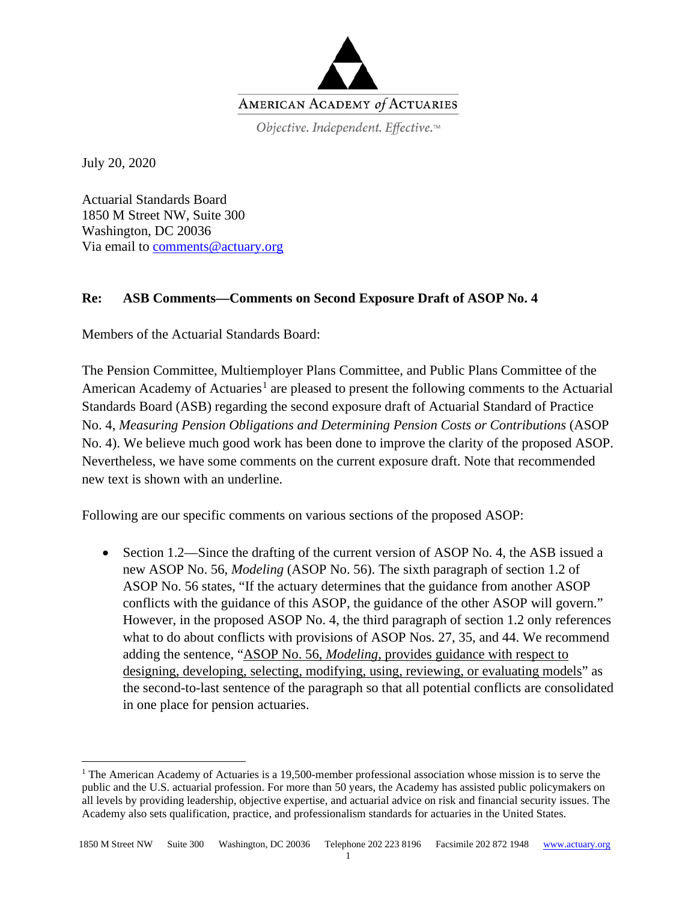AMERICAN ACADEMY *of* ACTUARIES

*Objective. Independent. Effective.*™

July 20, 2020

Actuarial Standards Board
1850 M Street NW, Suite 300
Washington, DC 20036
Via email to comments@actuary.org

**Re: ASB Comments—Comments on Second Exposure Draft of ASOP No. 4**

Members of the Actuarial Standards Board:

The Pension Committee, Multiemployer Plans Committee, and Public Plans Committee of the American Academy of Actuaries[1] are pleased to present the following comments to the Actuarial Standards Board (ASB) regarding the second exposure draft of Actuarial Standard of Practice No. 4, *Measuring Pension Obligations and Determining Pension Costs or Contributions* (ASOP No. 4). We believe much good work has been done to improve the clarity of the proposed ASOP. Nevertheless, we have some comments on the current exposure draft. Note that recommended new text is shown with an underline.

Following are our specific comments on various sections of the proposed ASOP:

- Section 1.2—Since the drafting of the current version of ASOP No. 4, the ASB issued a new ASOP No. 56, *Modeling* (ASOP No. 56). The sixth paragraph of section 1.2 of ASOP No. 56 states, "If the actuary determines that the guidance from another ASOP conflicts with the guidance of this ASOP, the guidance of the other ASOP will govern." However, in the proposed ASOP No. 4, the third paragraph of section 1.2 only references what to do about conflicts with provisions of ASOP Nos. 27, 35, and 44. We recommend adding the sentence, "ASOP No. 56, *Modeling*, provides guidance with respect to designing, developing, selecting, modifying, using, reviewing, or evaluating models" as the second-to-last sentence of the paragraph so that all potential conflicts are consolidated in one place for pension actuaries.

[1] The American Academy of Actuaries is a 19,500-member professional association whose mission is to serve the public and the U.S. actuarial profession. For more than 50 years, the Academy has assisted public policymakers on all levels by providing leadership, objective expertise, and actuarial advice on risk and financial security issues. The Academy also sets qualification, practice, and professionalism standards for actuaries in the United States.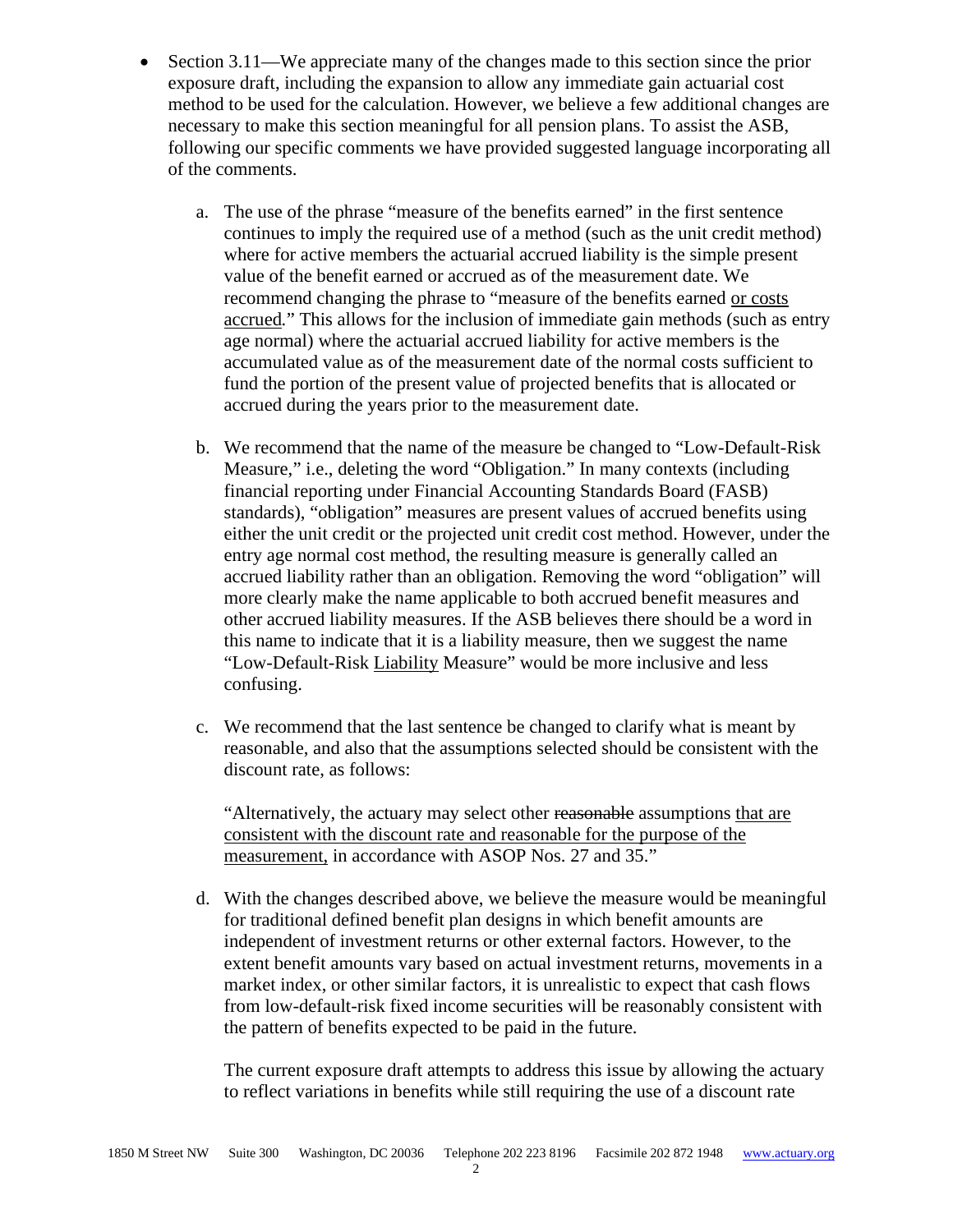- Section 3.11—We appreciate many of the changes made to this section since the prior exposure draft, including the expansion to allow any immediate gain actuarial cost method to be used for the calculation. However, we believe a few additional changes are necessary to make this section meaningful for all pension plans. To assist the ASB, following our specific comments we have provided suggested language incorporating all of the comments.

  a. The use of the phrase "measure of the benefits earned" in the first sentence continues to imply the required use of a method (such as the unit credit method) where for active members the actuarial accrued liability is the simple present value of the benefit earned or accrued as of the measurement date. We recommend changing the phrase to "measure of the benefits earned <u>or costs accrued</u>." This allows for the inclusion of immediate gain methods (such as entry age normal) where the actuarial accrued liability for active members is the accumulated value as of the measurement date of the normal costs sufficient to fund the portion of the present value of projected benefits that is allocated or accrued during the years prior to the measurement date.

  b. We recommend that the name of the measure be changed to "Low-Default-Risk Measure," i.e., deleting the word "Obligation." In many contexts (including financial reporting under Financial Accounting Standards Board (FASB) standards), "obligation" measures are present values of accrued benefits using either the unit credit or the projected unit credit cost method. However, under the entry age normal cost method, the resulting measure is generally called an accrued liability rather than an obligation. Removing the word "obligation" will more clearly make the name applicable to both accrued benefit measures and other accrued liability measures. If the ASB believes there should be a word in this name to indicate that it is a liability measure, then we suggest the name "Low-Default-Risk <u>Liability</u> Measure" would be more inclusive and less confusing.

  c. We recommend that the last sentence be changed to clarify what is meant by reasonable, and also that the assumptions selected should be consistent with the discount rate, as follows:

     "Alternatively, the actuary may select other ~~reasonable~~ assumptions <u>that are consistent with the discount rate and reasonable for the purpose of the measurement,</u> in accordance with ASOP Nos. 27 and 35."

  d. With the changes described above, we believe the measure would be meaningful for traditional defined benefit plan designs in which benefit amounts are independent of investment returns or other external factors. However, to the extent benefit amounts vary based on actual investment returns, movements in a market index, or other similar factors, it is unrealistic to expect that cash flows from low-default-risk fixed income securities will be reasonably consistent with the pattern of benefits expected to be paid in the future.

     The current exposure draft attempts to address this issue by allowing the actuary to reflect variations in benefits while still requiring the use of a discount rate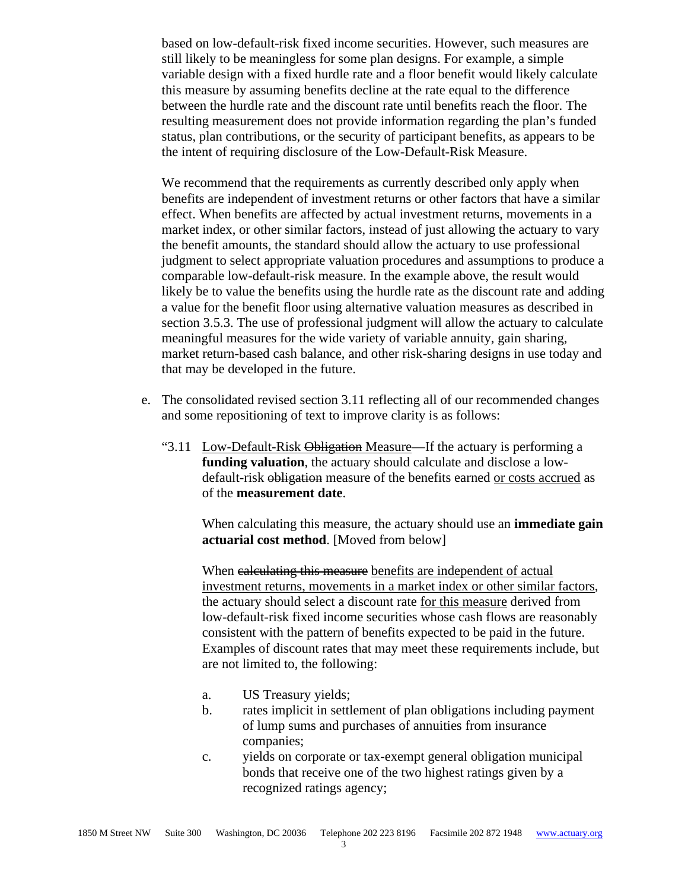based on low-default-risk fixed income securities. However, such measures are still likely to be meaningless for some plan designs. For example, a simple variable design with a fixed hurdle rate and a floor benefit would likely calculate this measure by assuming benefits decline at the rate equal to the difference between the hurdle rate and the discount rate until benefits reach the floor. The resulting measurement does not provide information regarding the plan's funded status, plan contributions, or the security of participant benefits, as appears to be the intent of requiring disclosure of the Low-Default-Risk Measure.

We recommend that the requirements as currently described only apply when benefits are independent of investment returns or other factors that have a similar effect. When benefits are affected by actual investment returns, movements in a market index, or other similar factors, instead of just allowing the actuary to vary the benefit amounts, the standard should allow the actuary to use professional judgment to select appropriate valuation procedures and assumptions to produce a comparable low-default-risk measure. In the example above, the result would likely be to value the benefits using the hurdle rate as the discount rate and adding a value for the benefit floor using alternative valuation measures as described in section 3.5.3. The use of professional judgment will allow the actuary to calculate meaningful measures for the wide variety of variable annuity, gain sharing, market return-based cash balance, and other risk-sharing designs in use today and that may be developed in the future.

e. The consolidated revised section 3.11 reflecting all of our recommended changes and some repositioning of text to improve clarity is as follows:

"3.11 <u>Low-Default-Risk ~~Obligation~~ Measure</u>—If the actuary is performing a **funding valuation**, the actuary should calculate and disclose a low-default-risk ~~obligation~~ measure of the benefits earned <u>or costs accrued</u> as of the **measurement date**.

When calculating this measure, the actuary should use an **immediate gain actuarial cost method**. [Moved from below]

When ~~calculating this measure~~ <u>benefits are independent of actual investment returns, movements in a market index or other similar factors</u>, the actuary should select a discount rate <u>for this measure</u> derived from low-default-risk fixed income securities whose cash flows are reasonably consistent with the pattern of benefits expected to be paid in the future. Examples of discount rates that may meet these requirements include, but are not limited to, the following:

a. US Treasury yields;
b. rates implicit in settlement of plan obligations including payment of lump sums and purchases of annuities from insurance companies;
c. yields on corporate or tax-exempt general obligation municipal bonds that receive one of the two highest ratings given by a recognized ratings agency;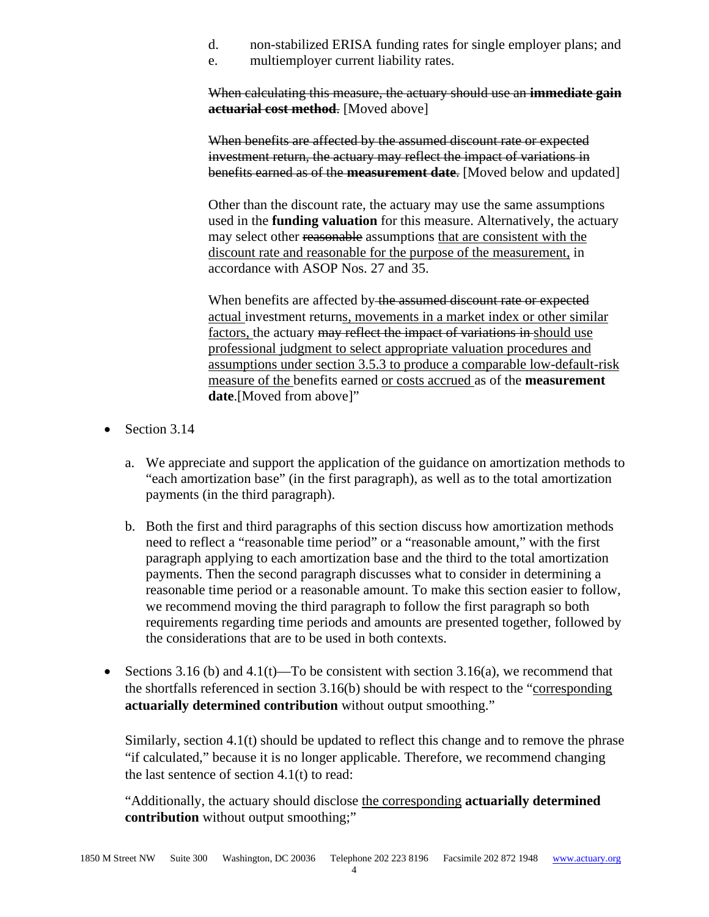d. non-stabilized ERISA funding rates for single employer plans; and
e. multiemployer current liability rates.

~~When calculating this measure, the actuary should use an **immediate gain actuarial cost method**.~~ [Moved above]

~~When benefits are affected by the assumed discount rate or expected investment return, the actuary may reflect the impact of variations in benefits earned as of the **measurement date**.~~ [Moved below and updated]

Other than the discount rate, the actuary may use the same assumptions used in the **funding valuation** for this measure. Alternatively, the actuary may select other ~~reasonable~~ assumptions <u>that are consistent with the discount rate and reasonable for the purpose of the measurement,</u> in accordance with ASOP Nos. 27 and 35.

When benefits are affected by ~~the assumed discount rate or expected~~ <u>actual</u> investment return<u>s, movements in a market index or other similar factors,</u> the actuary ~~may reflect the impact of variations in~~ <u>should use professional judgment to select appropriate valuation procedures and assumptions under section 3.5.3 to produce a comparable low-default-risk measure of the</u> benefits earned <u>or costs accrued</u> as of the **measurement date**.[Moved from above]"

- Section 3.14

  a. We appreciate and support the application of the guidance on amortization methods to "each amortization base" (in the first paragraph), as well as to the total amortization payments (in the third paragraph).

  b. Both the first and third paragraphs of this section discuss how amortization methods need to reflect a "reasonable time period" or a "reasonable amount," with the first paragraph applying to each amortization base and the third to the total amortization payments. Then the second paragraph discusses what to consider in determining a reasonable time period or a reasonable amount. To make this section easier to follow, we recommend moving the third paragraph to follow the first paragraph so both requirements regarding time periods and amounts are presented together, followed by the considerations that are to be used in both contexts.

- Sections 3.16 (b) and 4.1(t)—To be consistent with section 3.16(a), we recommend that the shortfalls referenced in section 3.16(b) should be with respect to the "<u>corresponding</u> **actuarially determined contribution** without output smoothing."

  Similarly, section 4.1(t) should be updated to reflect this change and to remove the phrase "if calculated," because it is no longer applicable. Therefore, we recommend changing the last sentence of section 4.1(t) to read:

  "Additionally, the actuary should disclose <u>the corresponding</u> **actuarially determined contribution** without output smoothing;"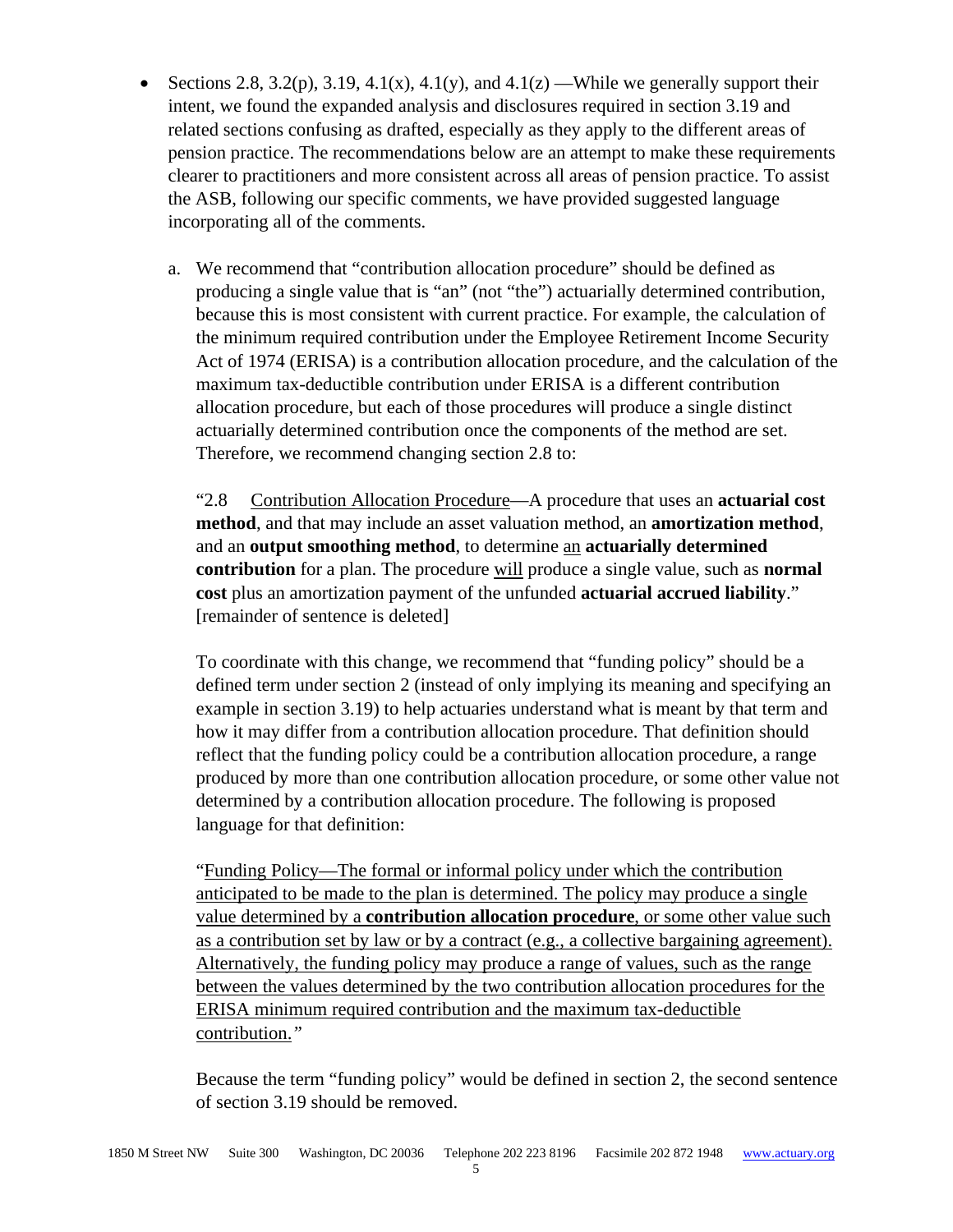- Sections 2.8, 3.2(p), 3.19, 4.1(x), 4.1(y), and 4.1(z) —While we generally support their intent, we found the expanded analysis and disclosures required in section 3.19 and related sections confusing as drafted, especially as they apply to the different areas of pension practice. The recommendations below are an attempt to make these requirements clearer to practitioners and more consistent across all areas of pension practice. To assist the ASB, following our specific comments, we have provided suggested language incorporating all of the comments.

  a. We recommend that "contribution allocation procedure" should be defined as producing a single value that is "an" (not "the") actuarially determined contribution, because this is most consistent with current practice. For example, the calculation of the minimum required contribution under the Employee Retirement Income Security Act of 1974 (ERISA) is a contribution allocation procedure, and the calculation of the maximum tax-deductible contribution under ERISA is a different contribution allocation procedure, but each of those procedures will produce a single distinct actuarially determined contribution once the components of the method are set. Therefore, we recommend changing section 2.8 to:

     "2.8 <u>Contribution Allocation Procedure</u>—A procedure that uses an **actuarial cost method**, and that may include an asset valuation method, an **amortization method**, and an **output smoothing method**, to determine <u>an</u> **actuarially determined contribution** for a plan. The procedure <u>will</u> produce a single value, such as **normal cost** plus an amortization payment of the unfunded **actuarial accrued liability**." [remainder of sentence is deleted]

     To coordinate with this change, we recommend that "funding policy" should be a defined term under section 2 (instead of only implying its meaning and specifying an example in section 3.19) to help actuaries understand what is meant by that term and how it may differ from a contribution allocation procedure. That definition should reflect that the funding policy could be a contribution allocation procedure, a range produced by more than one contribution allocation procedure, or some other value not determined by a contribution allocation procedure. The following is proposed language for that definition:

     "<u>Funding Policy—The formal or informal policy under which the contribution anticipated to be made to the plan is determined. The policy may produce a single value determined by a **contribution allocation procedure**, or some other value such as a contribution set by law or by a contract (e.g., a collective bargaining agreement). Alternatively, the funding policy may produce a range of values, such as the range between the values determined by the two contribution allocation procedures for the ERISA minimum required contribution and the maximum tax-deductible contribution.</u>"

     Because the term "funding policy" would be defined in section 2, the second sentence of section 3.19 should be removed.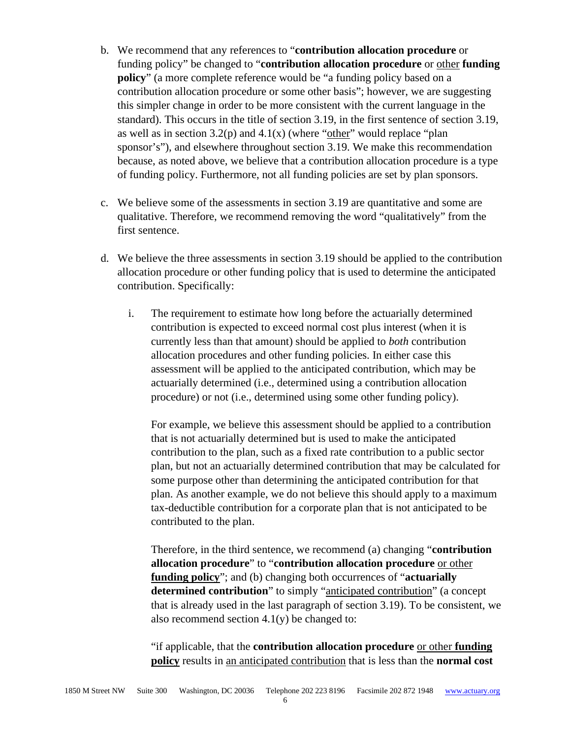b. We recommend that any references to "**contribution allocation procedure** or funding policy" be changed to "**contribution allocation procedure** or <u>other</u> **funding policy**" (a more complete reference would be "a funding policy based on a contribution allocation procedure or some other basis"; however, we are suggesting this simpler change in order to be more consistent with the current language in the standard). This occurs in the title of section 3.19, in the first sentence of section 3.19, as well as in section 3.2(p) and 4.1(x) (where "<u>other</u>" would replace "plan sponsor's"), and elsewhere throughout section 3.19. We make this recommendation because, as noted above, we believe that a contribution allocation procedure is a type of funding policy. Furthermore, not all funding policies are set by plan sponsors.

c. We believe some of the assessments in section 3.19 are quantitative and some are qualitative. Therefore, we recommend removing the word "qualitatively" from the first sentence.

d. We believe the three assessments in section 3.19 should be applied to the contribution allocation procedure or other funding policy that is used to determine the anticipated contribution. Specifically:

   i. The requirement to estimate how long before the actuarially determined contribution is expected to exceed normal cost plus interest (when it is currently less than that amount) should be applied to *both* contribution allocation procedures and other funding policies. In either case this assessment will be applied to the anticipated contribution, which may be actuarially determined (i.e., determined using a contribution allocation procedure) or not (i.e., determined using some other funding policy).

      For example, we believe this assessment should be applied to a contribution that is not actuarially determined but is used to make the anticipated contribution to the plan, such as a fixed rate contribution to a public sector plan, but not an actuarially determined contribution that may be calculated for some purpose other than determining the anticipated contribution for that plan. As another example, we do not believe this should apply to a maximum tax-deductible contribution for a corporate plan that is not anticipated to be contributed to the plan.

      Therefore, in the third sentence, we recommend (a) changing "**contribution allocation procedure**" to "**contribution allocation procedure** <u>or other</u> <u>**funding policy**</u>"; and (b) changing both occurrences of "**actuarially determined contribution**" to simply "<u>anticipated contribution</u>" (a concept that is already used in the last paragraph of section 3.19). To be consistent, we also recommend section 4.1(y) be changed to:

      "if applicable, that the **contribution allocation procedure** <u>or other</u> <u>**funding policy**</u> results in <u>an anticipated contribution</u> that is less than the **normal cost**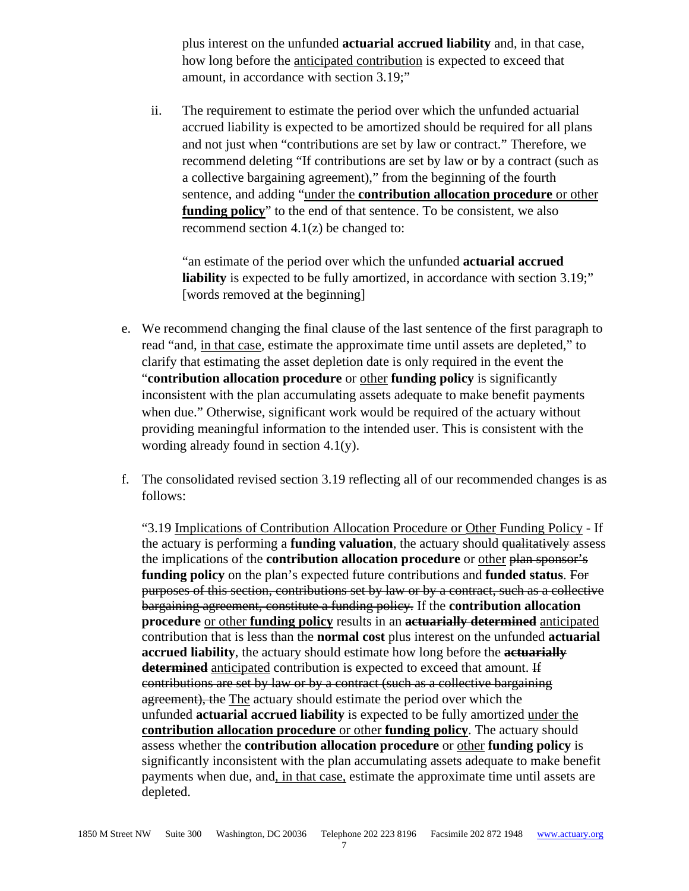plus interest on the unfunded **actuarial accrued liability** and, in that case, how long before the <u>anticipated contribution</u> is expected to exceed that amount, in accordance with section 3.19;"

ii. The requirement to estimate the period over which the unfunded actuarial accrued liability is expected to be amortized should be required for all plans and not just when "contributions are set by law or contract." Therefore, we recommend deleting "If contributions are set by law or by a contract (such as a collective bargaining agreement)," from the beginning of the fourth sentence, and adding "<u>under the **contribution allocation procedure** or other **funding policy**</u>" to the end of that sentence. To be consistent, we also recommend section 4.1(z) be changed to:

"an estimate of the period over which the unfunded **actuarial accrued liability** is expected to be fully amortized, in accordance with section 3.19;" [words removed at the beginning]

e. We recommend changing the final clause of the last sentence of the first paragraph to read "and, <u>in that case</u>, estimate the approximate time until assets are depleted," to clarify that estimating the asset depletion date is only required in the event the "**contribution allocation procedure** or <u>other</u> **funding policy** is significantly inconsistent with the plan accumulating assets adequate to make benefit payments when due." Otherwise, significant work would be required of the actuary without providing meaningful information to the intended user. This is consistent with the wording already found in section 4.1(y).

f. The consolidated revised section 3.19 reflecting all of our recommended changes is as follows:

"3.19 <u>Implications of Contribution Allocation Procedure or Other</u> Funding Policy - If the actuary is performing a **funding valuation**, the actuary should ~~qualitatively~~ assess the implications of the **contribution allocation procedure** or <u>other</u> ~~plan sponsor's~~ **funding policy** on the plan's expected future contributions and **funded status**. ~~For purposes of this section, contributions set by law or by a contract, such as a collective bargaining agreement, constitute a funding policy.~~ If the **contribution allocation procedure** <u>or other **funding policy**</u> results in an ~~**actuarially determined**~~ <u>anticipated</u> contribution that is less than the **normal cost** plus interest on the unfunded **actuarial accrued liability**, the actuary should estimate how long before the ~~**actuarially determined**~~ <u>anticipated</u> contribution is expected to exceed that amount. ~~If contributions are set by law or by a contract (such as a collective bargaining agreement), the~~ <u>The</u> actuary should estimate the period over which the unfunded **actuarial accrued liability** is expected to be fully amortized <u>under the **contribution allocation procedure** or other **funding policy**</u>. The actuary should assess whether the **contribution allocation procedure** or <u>other</u> **funding policy** is significantly inconsistent with the plan accumulating assets adequate to make benefit payments when due, and<u>, in that case,</u> estimate the approximate time until assets are depleted.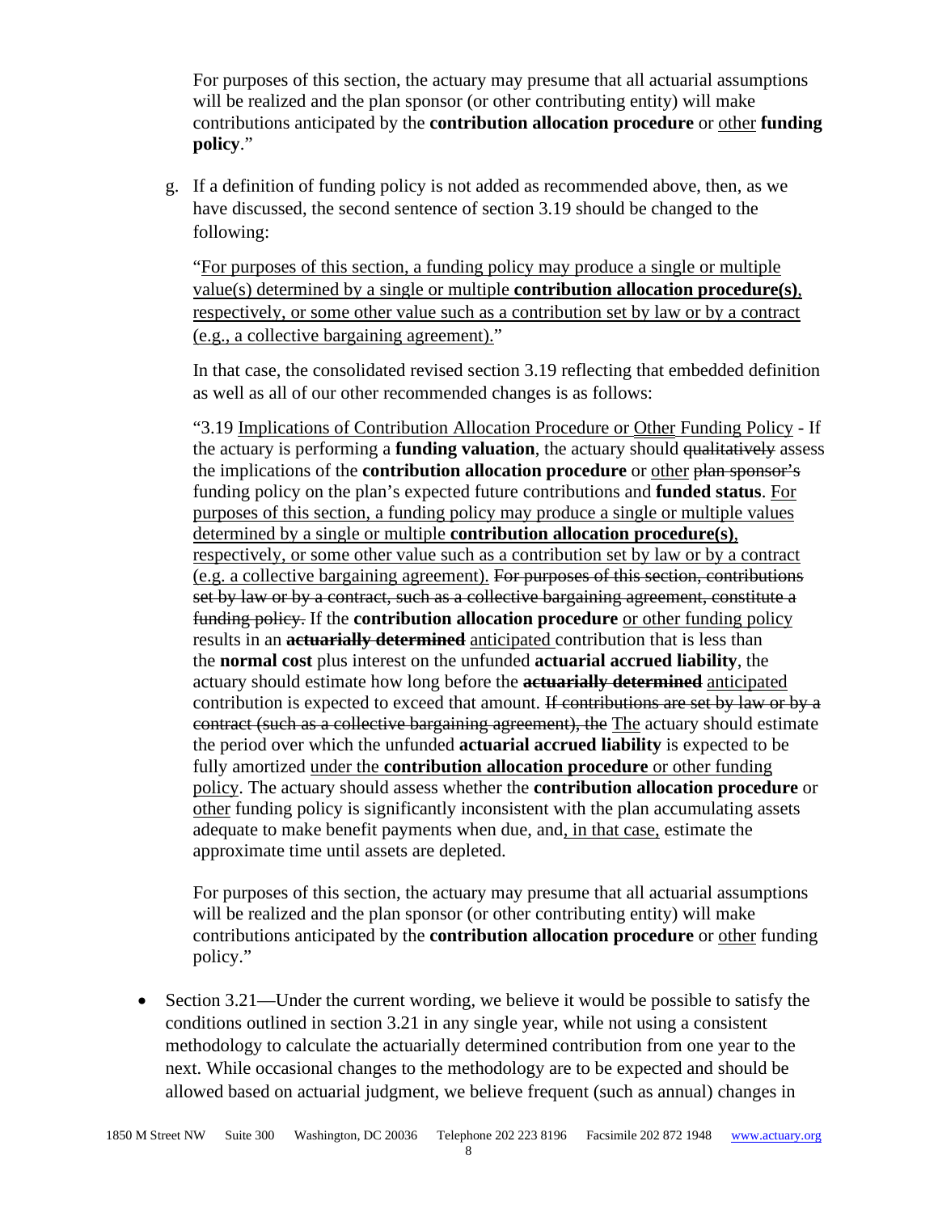For purposes of this section, the actuary may presume that all actuarial assumptions will be realized and the plan sponsor (or other contributing entity) will make contributions anticipated by the **contribution allocation procedure** or <u>other</u> **funding policy**."

g. If a definition of funding policy is not added as recommended above, then, as we have discussed, the second sentence of section 3.19 should be changed to the following:

   "<u>For purposes of this section, a funding policy may produce a single or multiple value(s) determined by a single or multiple **contribution allocation procedure(s)**, respectively, or some other value such as a contribution set by law or by a contract (e.g., a collective bargaining agreement).</u>"

   In that case, the consolidated revised section 3.19 reflecting that embedded definition as well as all of our other recommended changes is as follows:

   "3.19 <u>Implications of Contribution Allocation Procedure or Other Funding Policy</u> - If the actuary is performing a **funding valuation**, the actuary should ~~qualitatively~~ assess the implications of the **contribution allocation procedure** or <u>other</u> ~~plan sponsor's~~ funding policy on the plan's expected future contributions and **funded status**. <u>For purposes of this section, a funding policy may produce a single or multiple values determined by a single or multiple **contribution allocation procedure(s)**, respectively, or some other value such as a contribution set by law or by a contract (e.g. a collective bargaining agreement).</u> ~~For purposes of this section, contributions set by law or by a contract, such as a collective bargaining agreement, constitute a funding policy.~~ If the **contribution allocation procedure** <u>or other funding policy</u> results in an ~~**actuarially determined**~~ <u>anticipated</u> contribution that is less than the **normal cost** plus interest on the unfunded **actuarial accrued liability**, the actuary should estimate how long before the ~~**actuarially determined**~~ <u>anticipated</u> contribution is expected to exceed that amount. ~~If contributions are set by law or by a contract (such as a collective bargaining agreement), the~~ <u>The</u> actuary should estimate the period over which the unfunded **actuarial accrued liability** is expected to be fully amortized <u>under the **contribution allocation procedure** or other funding policy</u>. The actuary should assess whether the **contribution allocation procedure** or <u>other</u> funding policy is significantly inconsistent with the plan accumulating assets adequate to make benefit payments when due, and<u>, in that case,</u> estimate the approximate time until assets are depleted.

   For purposes of this section, the actuary may presume that all actuarial assumptions will be realized and the plan sponsor (or other contributing entity) will make contributions anticipated by the **contribution allocation procedure** or <u>other</u> funding policy."

- Section 3.21—Under the current wording, we believe it would be possible to satisfy the conditions outlined in section 3.21 in any single year, while not using a consistent methodology to calculate the actuarially determined contribution from one year to the next. While occasional changes to the methodology are to be expected and should be allowed based on actuarial judgment, we believe frequent (such as annual) changes in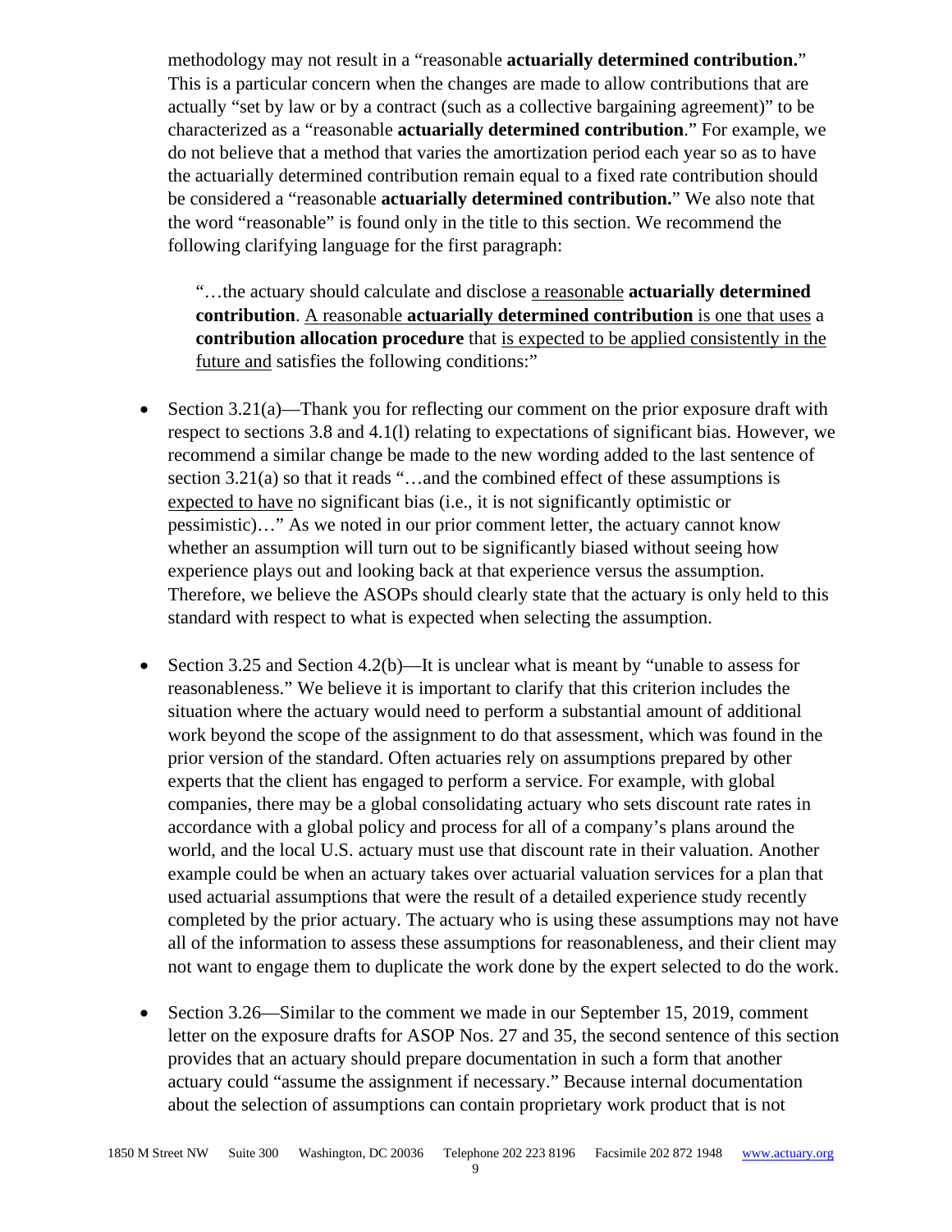methodology may not result in a "reasonable **actuarially determined contribution.**" This is a particular concern when the changes are made to allow contributions that are actually "set by law or by a contract (such as a collective bargaining agreement)" to be characterized as a "reasonable **actuarially determined contribution**." For example, we do not believe that a method that varies the amortization period each year so as to have the actuarially determined contribution remain equal to a fixed rate contribution should be considered a "reasonable **actuarially determined contribution.**" We also note that the word "reasonable" is found only in the title to this section. We recommend the following clarifying language for the first paragraph:

> "…the actuary should calculate and disclose <u>a reasonable</u> **actuarially determined contribution**. <u>A reasonable</u> **actuarially determined contribution** <u>is one that uses</u> a **contribution allocation procedure** that <u>is expected to be applied consistently in the future and</u> satisfies the following conditions:"

- Section 3.21(a)—Thank you for reflecting our comment on the prior exposure draft with respect to sections 3.8 and 4.1(l) relating to expectations of significant bias. However, we recommend a similar change be made to the new wording added to the last sentence of section 3.21(a) so that it reads "…and the combined effect of these assumptions is <u>expected to have</u> no significant bias (i.e., it is not significantly optimistic or pessimistic)…" As we noted in our prior comment letter, the actuary cannot know whether an assumption will turn out to be significantly biased without seeing how experience plays out and looking back at that experience versus the assumption. Therefore, we believe the ASOPs should clearly state that the actuary is only held to this standard with respect to what is expected when selecting the assumption.

- Section 3.25 and Section 4.2(b)—It is unclear what is meant by "unable to assess for reasonableness." We believe it is important to clarify that this criterion includes the situation where the actuary would need to perform a substantial amount of additional work beyond the scope of the assignment to do that assessment, which was found in the prior version of the standard. Often actuaries rely on assumptions prepared by other experts that the client has engaged to perform a service. For example, with global companies, there may be a global consolidating actuary who sets discount rate rates in accordance with a global policy and process for all of a company's plans around the world, and the local U.S. actuary must use that discount rate in their valuation. Another example could be when an actuary takes over actuarial valuation services for a plan that used actuarial assumptions that were the result of a detailed experience study recently completed by the prior actuary. The actuary who is using these assumptions may not have all of the information to assess these assumptions for reasonableness, and their client may not want to engage them to duplicate the work done by the expert selected to do the work.

- Section 3.26—Similar to the comment we made in our September 15, 2019, comment letter on the exposure drafts for ASOP Nos. 27 and 35, the second sentence of this section provides that an actuary should prepare documentation in such a form that another actuary could "assume the assignment if necessary." Because internal documentation about the selection of assumptions can contain proprietary work product that is not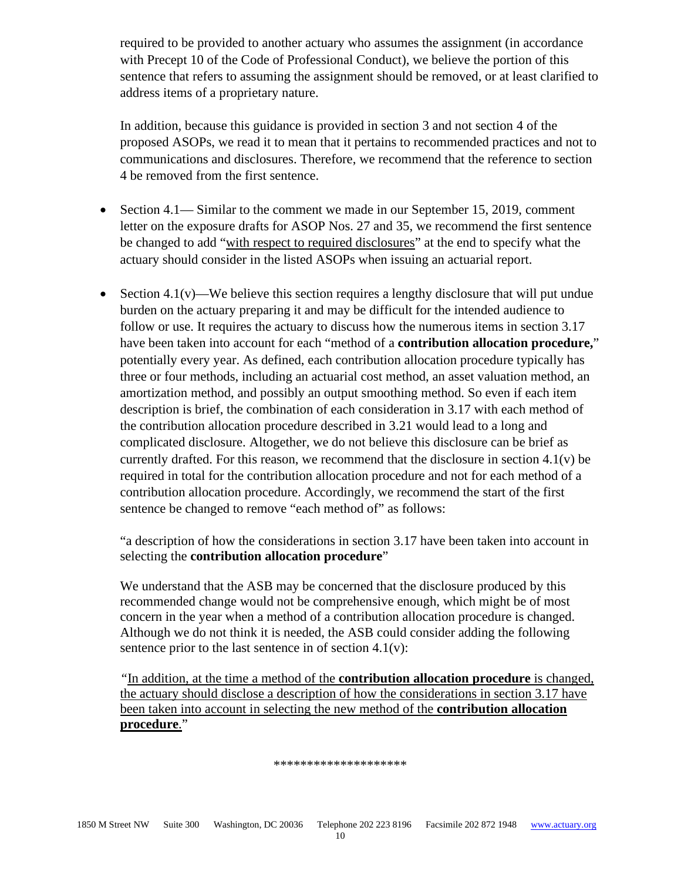required to be provided to another actuary who assumes the assignment (in accordance with Precept 10 of the Code of Professional Conduct), we believe the portion of this sentence that refers to assuming the assignment should be removed, or at least clarified to address items of a proprietary nature.

In addition, because this guidance is provided in section 3 and not section 4 of the proposed ASOPs, we read it to mean that it pertains to recommended practices and not to communications and disclosures. Therefore, we recommend that the reference to section 4 be removed from the first sentence.

- Section 4.1— Similar to the comment we made in our September 15, 2019, comment letter on the exposure drafts for ASOP Nos. 27 and 35, we recommend the first sentence be changed to add "<u>with respect to required disclosures</u>" at the end to specify what the actuary should consider in the listed ASOPs when issuing an actuarial report.

- Section 4.1(v)—We believe this section requires a lengthy disclosure that will put undue burden on the actuary preparing it and may be difficult for the intended audience to follow or use. It requires the actuary to discuss how the numerous items in section 3.17 have been taken into account for each "method of a **contribution allocation procedure,**" potentially every year. As defined, each contribution allocation procedure typically has three or four methods, including an actuarial cost method, an asset valuation method, an amortization method, and possibly an output smoothing method. So even if each item description is brief, the combination of each consideration in 3.17 with each method of the contribution allocation procedure described in 3.21 would lead to a long and complicated disclosure. Altogether, we do not believe this disclosure can be brief as currently drafted. For this reason, we recommend that the disclosure in section 4.1(v) be required in total for the contribution allocation procedure and not for each method of a contribution allocation procedure. Accordingly, we recommend the start of the first sentence be changed to remove "each method of" as follows:

  "a description of how the considerations in section 3.17 have been taken into account in selecting the **contribution allocation procedure**"

  We understand that the ASB may be concerned that the disclosure produced by this recommended change would not be comprehensive enough, which might be of most concern in the year when a method of a contribution allocation procedure is changed. Although we do not think it is needed, the ASB could consider adding the following sentence prior to the last sentence in of section 4.1(v):

  "<u>In addition, at the time a method of the **contribution allocation procedure** is changed, the actuary should disclose a description of how the considerations in section 3.17 have been taken into account in selecting the new method of the **contribution allocation procedure**.</u>"

*******************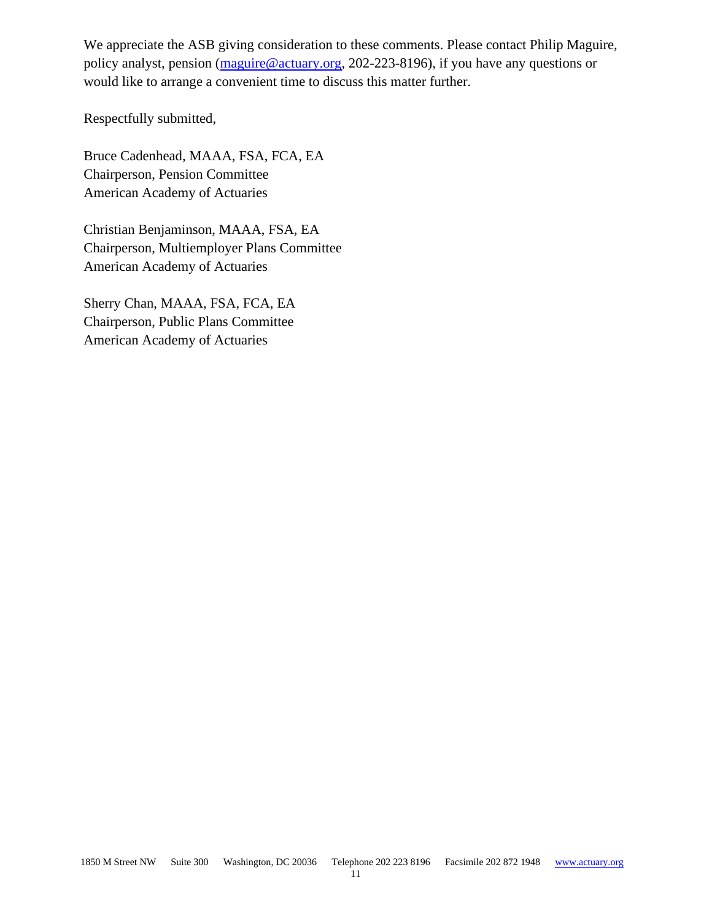We appreciate the ASB giving consideration to these comments. Please contact Philip Maguire, policy analyst, pension (maguire@actuary.org, 202-223-8196), if you have any questions or would like to arrange a convenient time to discuss this matter further.

Respectfully submitted,

Bruce Cadenhead, MAAA, FSA, FCA, EA  
Chairperson, Pension Committee  
American Academy of Actuaries

Christian Benjaminson, MAAA, FSA, EA  
Chairperson, Multiemployer Plans Committee  
American Academy of Actuaries

Sherry Chan, MAAA, FSA, FCA, EA  
Chairperson, Public Plans Committee  
American Academy of Actuaries